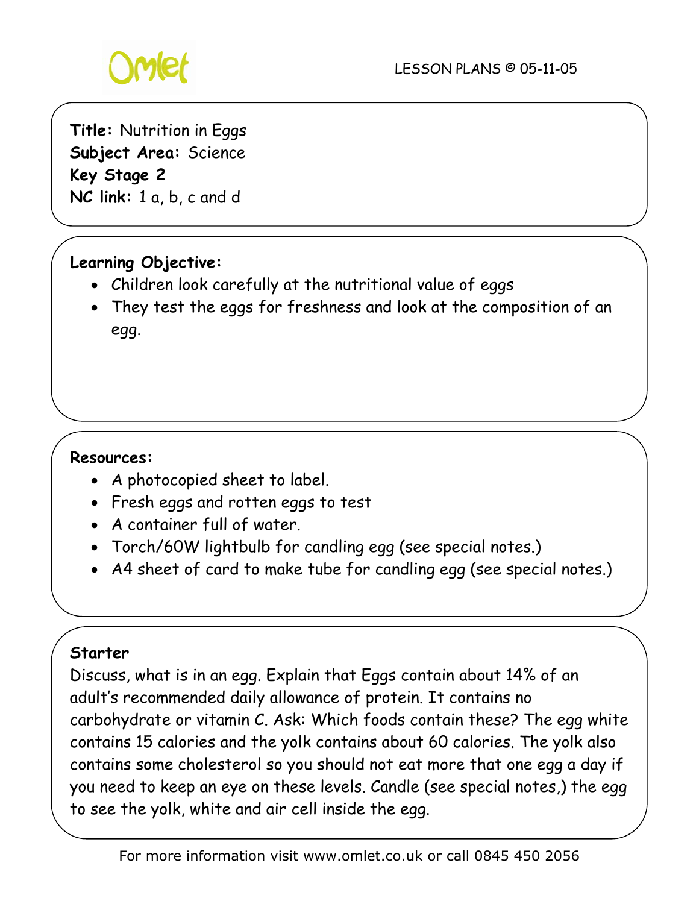**Title:** Nutrition in Eggs
**Subject Area:** Science
**Key Stage 2**
**NC link:** 1 a, b, c and d

**Learning Objective:**

- Children look carefully at the nutritional value of eggs
- They test the eggs for freshness and look at the composition of an egg.

**Resources:**

- A photocopied sheet to label.
- Fresh eggs and rotten eggs to test
- A container full of water.
- Torch/60W lightbulb for candling egg (see special notes.)
- A4 sheet of card to make tube for candling egg (see special notes.)

**Starter**

Discuss, what is in an egg. Explain that Eggs contain about 14% of an adult's recommended daily allowance of protein. It contains no carbohydrate or vitamin C. Ask: Which foods contain these? The egg white contains 15 calories and the yolk contains about 60 calories. The yolk also contains some cholesterol so you should not eat more that one egg a day if you need to keep an eye on these levels. Candle (see special notes,) the egg to see the yolk, white and air cell inside the egg.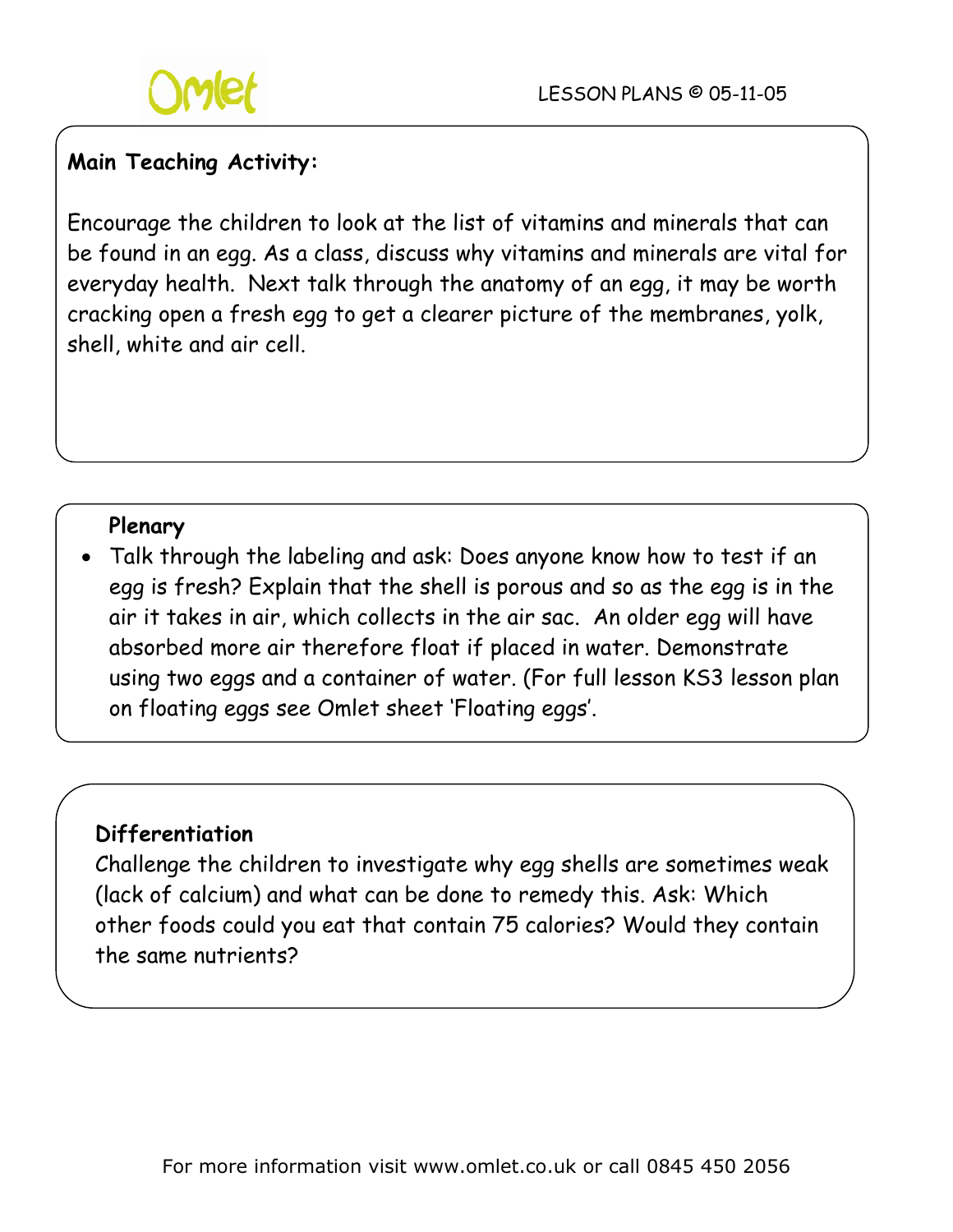**Main Teaching Activity:**

Encourage the children to look at the list of vitamins and minerals that can be found in an egg. As a class, discuss why vitamins and minerals are vital for everyday health. Next talk through the anatomy of an egg, it may be worth cracking open a fresh egg to get a clearer picture of the membranes, yolk, shell, white and air cell.

**Plenary**

- Talk through the labeling and ask: Does anyone know how to test if an egg is fresh? Explain that the shell is porous and so as the egg is in the air it takes in air, which collects in the air sac. An older egg will have absorbed more air therefore float if placed in water. Demonstrate using two eggs and a container of water. (For full lesson KS3 lesson plan on floating eggs see Omlet sheet 'Floating eggs'.

**Differentiation**

Challenge the children to investigate why egg shells are sometimes weak (lack of calcium) and what can be done to remedy this. Ask: Which other foods could you eat that contain 75 calories? Would they contain the same nutrients?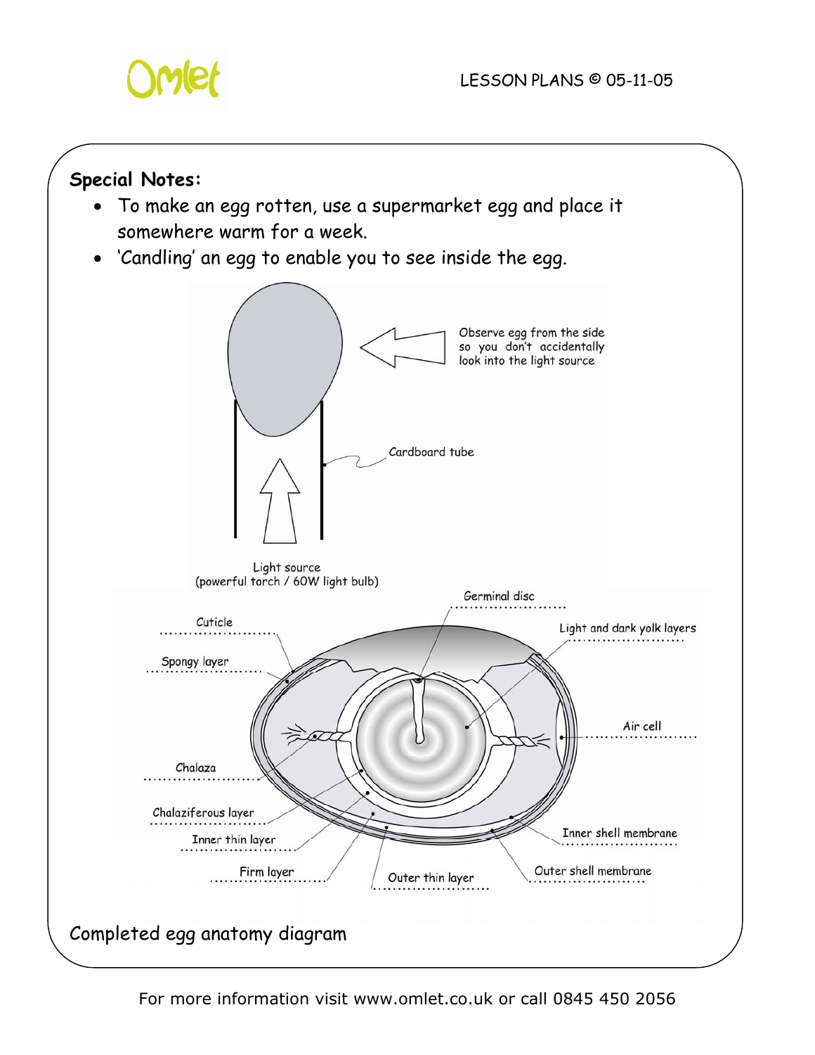**Special Notes:**

- To make an egg rotten, use a supermarket egg and place it somewhere warm for a week.
- 'Candling' an egg to enable you to see inside the egg.

Observe egg from the side so you don't accidentally look into the light source

Cardboard tube

Light source
(powerful torch / 60W light bulb)

Germinal disc

Cuticle

Light and dark yolk layers

Spongy layer

Air cell

Chalaza

Chalaziferous layer

Inner shell membrane

Inner thin layer

Outer shell membrane

Firm layer

Outer thin layer

Completed egg anatomy diagram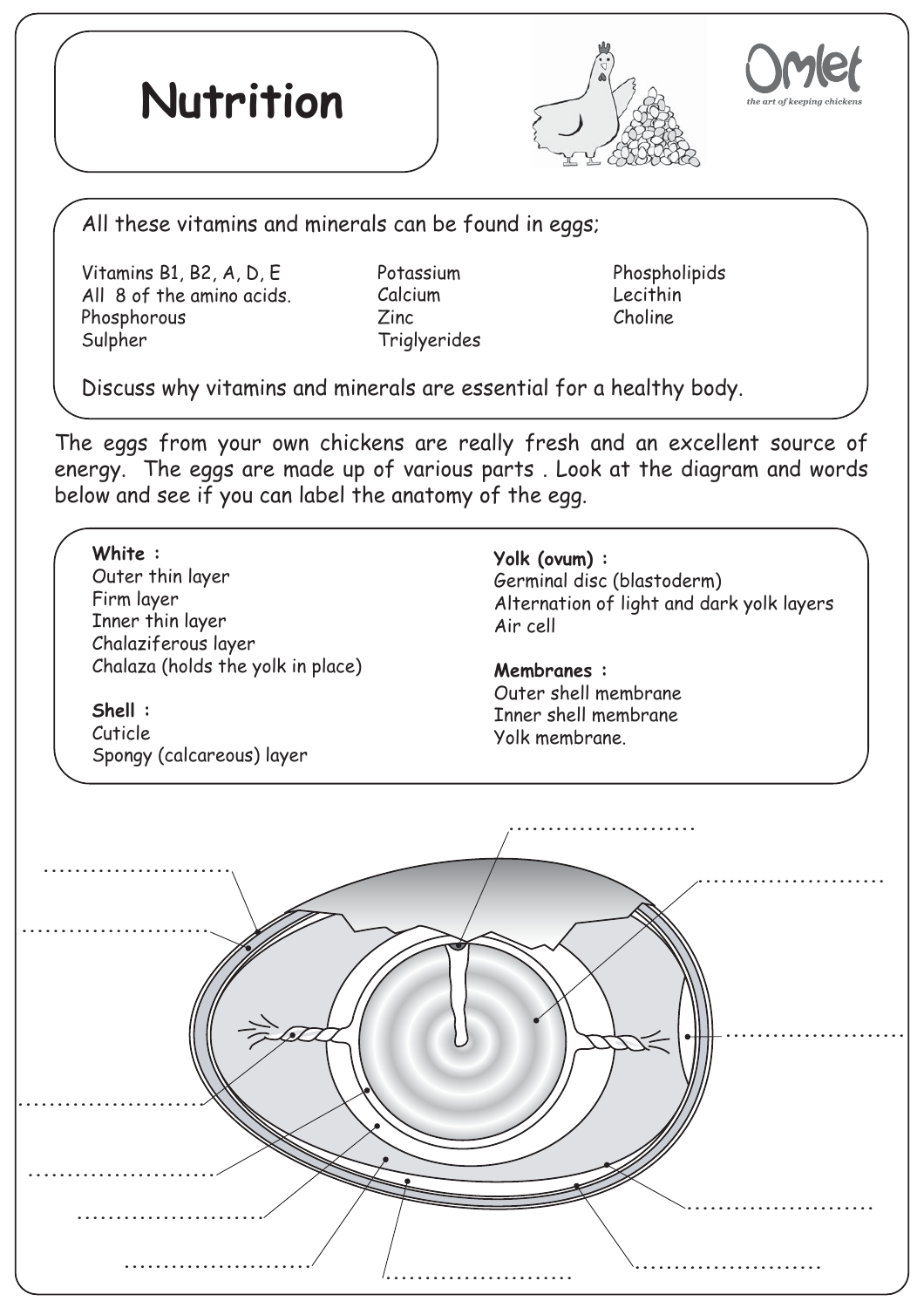# Nutrition

All these vitamins and minerals can be found in eggs;

Vitamins B1, B2, A, D, E
All 8 of the amino acids.
Phosphorous
Sulpher
Potassium
Calcium
Zinc
Triglyerides
Phospholipids
Lecithin
Choline

Discuss why vitamins and minerals are essential for a healthy body.

The eggs from your own chickens are really fresh and an excellent source of energy. The eggs are made up of various parts . Look at the diagram and words below and see if you can label the anatomy of the egg.

**White :**
Outer thin layer
Firm layer
Inner thin layer
Chalaziferous layer
Chalaza (holds the yolk in place)

**Shell :**
Cuticle
Spongy (calcareous) layer

**Yolk (ovum) :**
Germinal disc (blastoderm)
Alternation of light and dark yolk layers
Air cell

**Membranes :**
Outer shell membrane
Inner shell membrane
Yolk membrane.